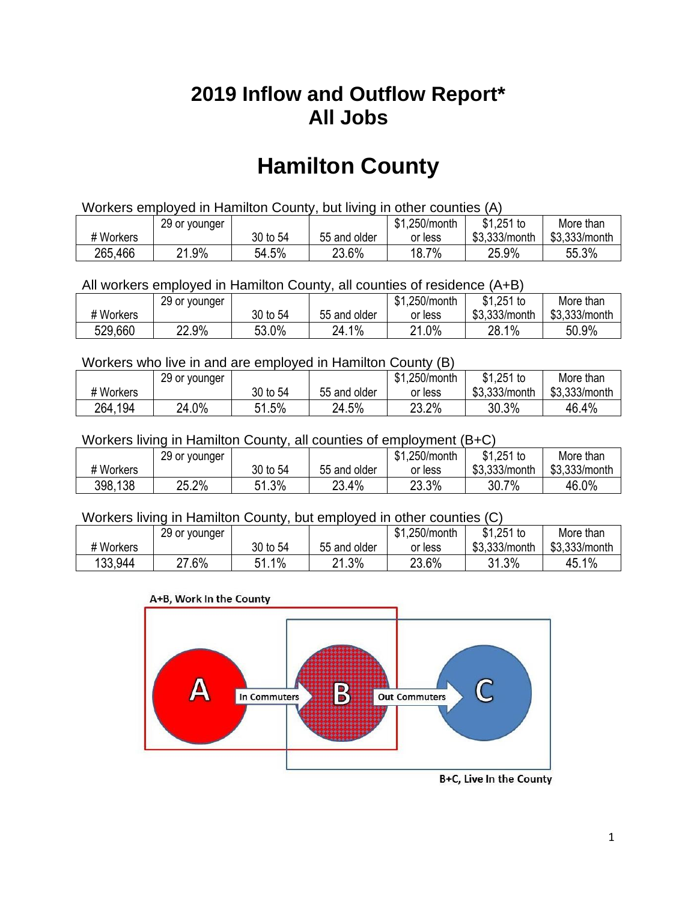# 2019 Inflow and Outflow Report*
# All Jobs

# Hamilton County

Workers employed in Hamilton County, but living in other counties (A)

| # Workers | 29 or younger | 30 to 54 | 55 and older | $1,250/month or less | $1,251 to $3,333/month | More than $3,333/month |
|---|---|---|---|---|---|---|
| 265,466 | 21.9% | 54.5% | 23.6% | 18.7% | 25.9% | 55.3% |

All workers employed in Hamilton County, all counties of residence (A+B)

| # Workers | 29 or younger | 30 to 54 | 55 and older | $1,250/month or less | $1,251 to $3,333/month | More than $3,333/month |
|---|---|---|---|---|---|---|
| 529,660 | 22.9% | 53.0% | 24.1% | 21.0% | 28.1% | 50.9% |

Workers who live in and are employed in Hamilton County (B)

| # Workers | 29 or younger | 30 to 54 | 55 and older | $1,250/month or less | $1,251 to $3,333/month | More than $3,333/month |
|---|---|---|---|---|---|---|
| 264,194 | 24.0% | 51.5% | 24.5% | 23.2% | 30.3% | 46.4% |

Workers living in Hamilton County, all counties of employment (B+C)

| # Workers | 29 or younger | 30 to 54 | 55 and older | $1,250/month or less | $1,251 to $3,333/month | More than $3,333/month |
|---|---|---|---|---|---|---|
| 398,138 | 25.2% | 51.3% | 23.4% | 23.3% | 30.7% | 46.0% |

Workers living in Hamilton County, but employed in other counties (C)

| # Workers | 29 or younger | 30 to 54 | 55 and older | $1,250/month or less | $1,251 to $3,333/month | More than $3,333/month |
|---|---|---|---|---|---|---|
| 133,944 | 27.6% | 51.1% | 21.3% | 23.6% | 31.3% | 45.1% |

A+B, Work In the County

A — In Commuters → B — Out Commuters → C

B+C, Live In the County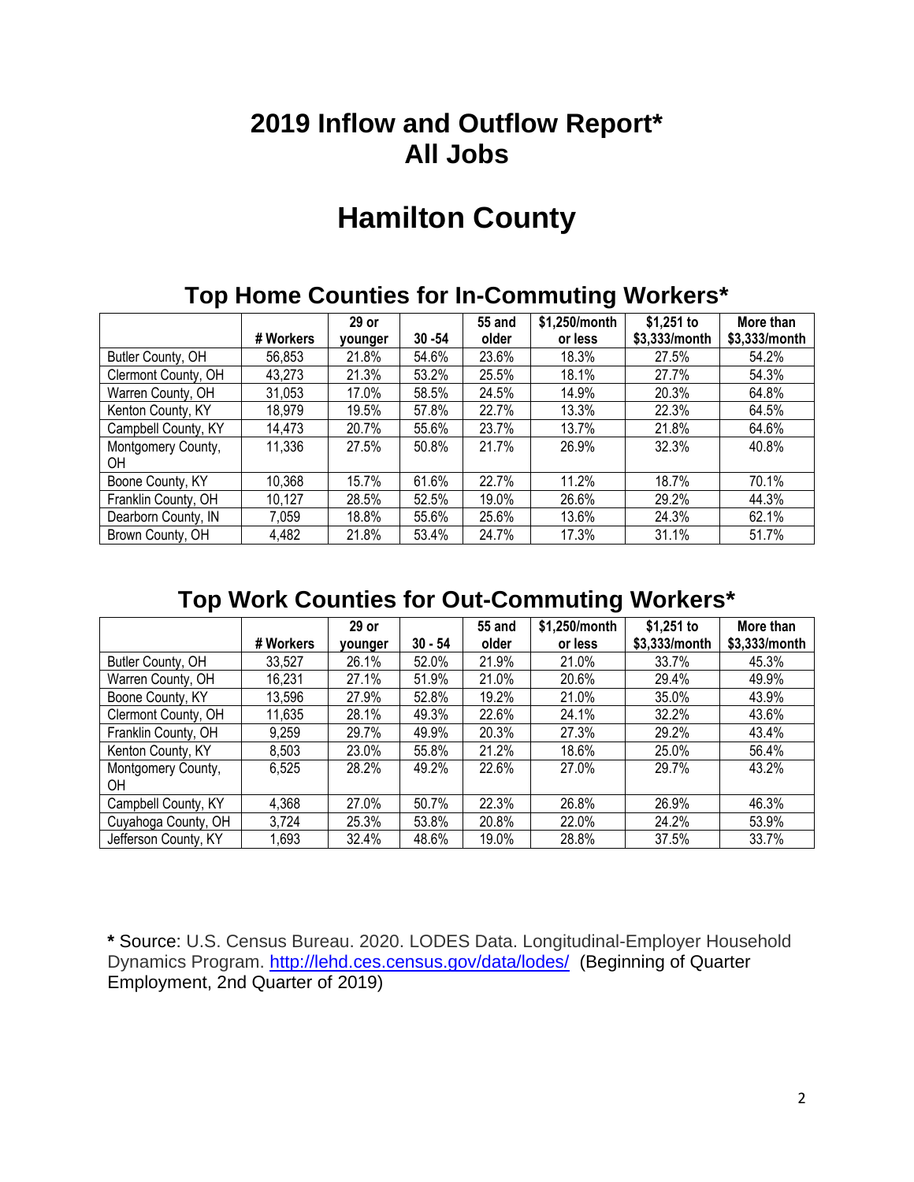# 2019 Inflow and Outflow Report*
# All Jobs

# Hamilton County

## Top Home Counties for In-Commuting Workers*

| | # Workers | 29 or younger | 30 -54 | 55 and older | $1,250/month or less | $1,251 to $3,333/month | More than $3,333/month |
|---|---|---|---|---|---|---|---|
| Butler County, OH | 56,853 | 21.8% | 54.6% | 23.6% | 18.3% | 27.5% | 54.2% |
| Clermont County, OH | 43,273 | 21.3% | 53.2% | 25.5% | 18.1% | 27.7% | 54.3% |
| Warren County, OH | 31,053 | 17.0% | 58.5% | 24.5% | 14.9% | 20.3% | 64.8% |
| Kenton County, KY | 18,979 | 19.5% | 57.8% | 22.7% | 13.3% | 22.3% | 64.5% |
| Campbell County, KY | 14,473 | 20.7% | 55.6% | 23.7% | 13.7% | 21.8% | 64.6% |
| Montgomery County, OH | 11,336 | 27.5% | 50.8% | 21.7% | 26.9% | 32.3% | 40.8% |
| Boone County, KY | 10,368 | 15.7% | 61.6% | 22.7% | 11.2% | 18.7% | 70.1% |
| Franklin County, OH | 10,127 | 28.5% | 52.5% | 19.0% | 26.6% | 29.2% | 44.3% |
| Dearborn County, IN | 7,059 | 18.8% | 55.6% | 25.6% | 13.6% | 24.3% | 62.1% |
| Brown County, OH | 4,482 | 21.8% | 53.4% | 24.7% | 17.3% | 31.1% | 51.7% |

## Top Work Counties for Out-Commuting Workers*

| | # Workers | 29 or younger | 30 - 54 | 55 and older | $1,250/month or less | $1,251 to $3,333/month | More than $3,333/month |
|---|---|---|---|---|---|---|---|
| Butler County, OH | 33,527 | 26.1% | 52.0% | 21.9% | 21.0% | 33.7% | 45.3% |
| Warren County, OH | 16,231 | 27.1% | 51.9% | 21.0% | 20.6% | 29.4% | 49.9% |
| Boone County, KY | 13,596 | 27.9% | 52.8% | 19.2% | 21.0% | 35.0% | 43.9% |
| Clermont County, OH | 11,635 | 28.1% | 49.3% | 22.6% | 24.1% | 32.2% | 43.6% |
| Franklin County, OH | 9,259 | 29.7% | 49.9% | 20.3% | 27.3% | 29.2% | 43.4% |
| Kenton County, KY | 8,503 | 23.0% | 55.8% | 21.2% | 18.6% | 25.0% | 56.4% |
| Montgomery County, OH | 6,525 | 28.2% | 49.2% | 22.6% | 27.0% | 29.7% | 43.2% |
| Campbell County, KY | 4,368 | 27.0% | 50.7% | 22.3% | 26.8% | 26.9% | 46.3% |
| Cuyahoga County, OH | 3,724 | 25.3% | 53.8% | 20.8% | 22.0% | 24.2% | 53.9% |
| Jefferson County, KY | 1,693 | 32.4% | 48.6% | 19.0% | 28.8% | 37.5% | 33.7% |

**\*** Source: U.S. Census Bureau. 2020. LODES Data. Longitudinal-Employer Household Dynamics Program. [http://lehd.ces.census.gov/data/lodes/](http://lehd.ces.census.gov/data/lodes/) (Beginning of Quarter Employment, 2nd Quarter of 2019)